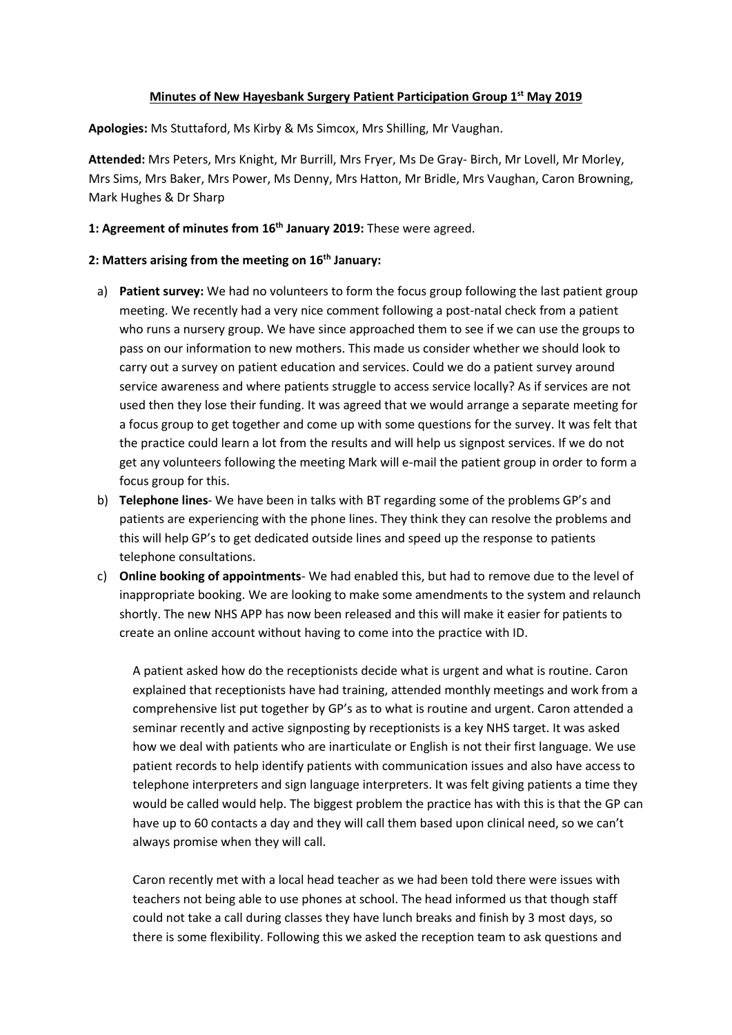**Minutes of New Hayesbank Surgery Patient Participation Group 1st May 2019**

**Apologies:** Ms Stuttaford, Ms Kirby & Ms Simcox, Mrs Shilling, Mr Vaughan.

**Attended:** Mrs Peters, Mrs Knight, Mr Burrill, Mrs Fryer, Ms De Gray- Birch, Mr Lovell, Mr Morley, Mrs Sims, Mrs Baker, Mrs Power, Ms Denny, Mrs Hatton, Mr Bridle, Mrs Vaughan, Caron Browning, Mark Hughes & Dr Sharp

**1: Agreement of minutes from 16th January 2019:** These were agreed.

**2: Matters arising from the meeting on 16th January:**

a) **Patient survey:** We had no volunteers to form the focus group following the last patient group meeting. We recently had a very nice comment following a post-natal check from a patient who runs a nursery group. We have since approached them to see if we can use the groups to pass on our information to new mothers. This made us consider whether we should look to carry out a survey on patient education and services. Could we do a patient survey around service awareness and where patients struggle to access service locally? As if services are not used then they lose their funding. It was agreed that we would arrange a separate meeting for a focus group to get together and come up with some questions for the survey. It was felt that the practice could learn a lot from the results and will help us signpost services. If we do not get any volunteers following the meeting Mark will e-mail the patient group in order to form a focus group for this.

b) **Telephone lines**- We have been in talks with BT regarding some of the problems GP's and patients are experiencing with the phone lines. They think they can resolve the problems and this will help GP's to get dedicated outside lines and speed up the response to patients telephone consultations.

c) **Online booking of appointments**- We had enabled this, but had to remove due to the level of inappropriate booking. We are looking to make some amendments to the system and relaunch shortly. The new NHS APP has now been released and this will make it easier for patients to create an online account without having to come into the practice with ID.

   A patient asked how do the receptionists decide what is urgent and what is routine. Caron explained that receptionists have had training, attended monthly meetings and work from a comprehensive list put together by GP's as to what is routine and urgent. Caron attended a seminar recently and active signposting by receptionists is a key NHS target. It was asked how we deal with patients who are inarticulate or English is not their first language. We use patient records to help identify patients with communication issues and also have access to telephone interpreters and sign language interpreters. It was felt giving patients a time they would be called would help. The biggest problem the practice has with this is that the GP can have up to 60 contacts a day and they will call them based upon clinical need, so we can't always promise when they will call.

   Caron recently met with a local head teacher as we had been told there were issues with teachers not being able to use phones at school. The head informed us that though staff could not take a call during classes they have lunch breaks and finish by 3 most days, so there is some flexibility. Following this we asked the reception team to ask questions and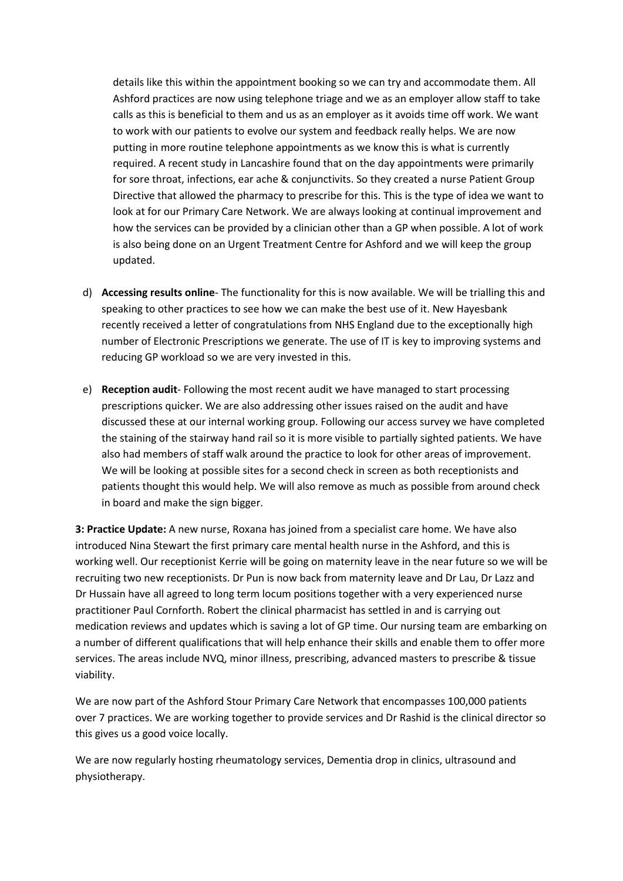details like this within the appointment booking so we can try and accommodate them. All Ashford practices are now using telephone triage and we as an employer allow staff to take calls as this is beneficial to them and us as an employer as it avoids time off work. We want to work with our patients to evolve our system and feedback really helps. We are now putting in more routine telephone appointments as we know this is what is currently required. A recent study in Lancashire found that on the day appointments were primarily for sore throat, infections, ear ache & conjunctivits. So they created a nurse Patient Group Directive that allowed the pharmacy to prescribe for this. This is the type of idea we want to look at for our Primary Care Network. We are always looking at continual improvement and how the services can be provided by a clinician other than a GP when possible. A lot of work is also being done on an Urgent Treatment Centre for Ashford and we will keep the group updated.

d) **Accessing results online**- The functionality for this is now available. We will be trialling this and speaking to other practices to see how we can make the best use of it. New Hayesbank recently received a letter of congratulations from NHS England due to the exceptionally high number of Electronic Prescriptions we generate. The use of IT is key to improving systems and reducing GP workload so we are very invested in this.

e) **Reception audit**- Following the most recent audit we have managed to start processing prescriptions quicker. We are also addressing other issues raised on the audit and have discussed these at our internal working group. Following our access survey we have completed the staining of the stairway hand rail so it is more visible to partially sighted patients. We have also had members of staff walk around the practice to look for other areas of improvement. We will be looking at possible sites for a second check in screen as both receptionists and patients thought this would help. We will also remove as much as possible from around check in board and make the sign bigger.

**3: Practice Update:** A new nurse, Roxana has joined from a specialist care home. We have also introduced Nina Stewart the first primary care mental health nurse in the Ashford, and this is working well. Our receptionist Kerrie will be going on maternity leave in the near future so we will be recruiting two new receptionists. Dr Pun is now back from maternity leave and Dr Lau, Dr Lazz and Dr Hussain have all agreed to long term locum positions together with a very experienced nurse practitioner Paul Cornforth. Robert the clinical pharmacist has settled in and is carrying out medication reviews and updates which is saving a lot of GP time. Our nursing team are embarking on a number of different qualifications that will help enhance their skills and enable them to offer more services. The areas include NVQ, minor illness, prescribing, advanced masters to prescribe & tissue viability.

We are now part of the Ashford Stour Primary Care Network that encompasses 100,000 patients over 7 practices. We are working together to provide services and Dr Rashid is the clinical director so this gives us a good voice locally.

We are now regularly hosting rheumatology services, Dementia drop in clinics, ultrasound and physiotherapy.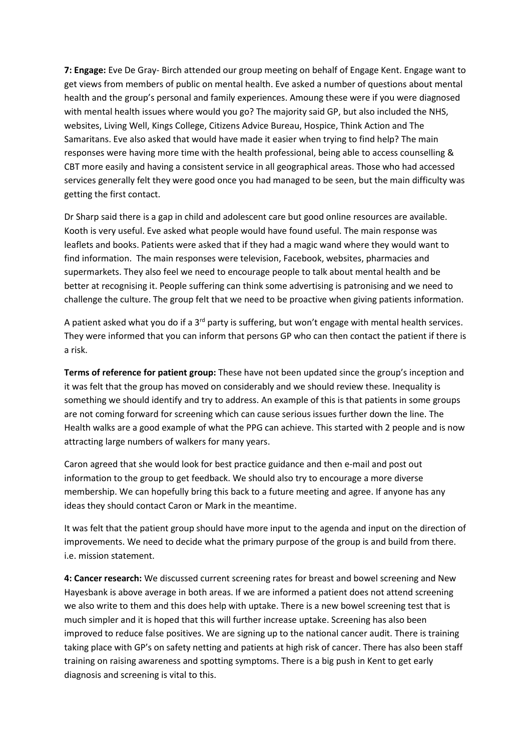**7: Engage:** Eve De Gray- Birch attended our group meeting on behalf of Engage Kent. Engage want to get views from members of public on mental health. Eve asked a number of questions about mental health and the group's personal and family experiences. Amoung these were if you were diagnosed with mental health issues where would you go? The majority said GP, but also included the NHS, websites, Living Well, Kings College, Citizens Advice Bureau, Hospice, Think Action and The Samaritans. Eve also asked that would have made it easier when trying to find help? The main responses were having more time with the health professional, being able to access counselling & CBT more easily and having a consistent service in all geographical areas. Those who had accessed services generally felt they were good once you had managed to be seen, but the main difficulty was getting the first contact.

Dr Sharp said there is a gap in child and adolescent care but good online resources are available. Kooth is very useful. Eve asked what people would have found useful. The main response was leaflets and books. Patients were asked that if they had a magic wand where they would want to find information. The main responses were television, Facebook, websites, pharmacies and supermarkets. They also feel we need to encourage people to talk about mental health and be better at recognising it. People suffering can think some advertising is patronising and we need to challenge the culture. The group felt that we need to be proactive when giving patients information.

A patient asked what you do if a 3rd party is suffering, but won't engage with mental health services. They were informed that you can inform that persons GP who can then contact the patient if there is a risk.

**Terms of reference for patient group:** These have not been updated since the group's inception and it was felt that the group has moved on considerably and we should review these. Inequality is something we should identify and try to address. An example of this is that patients in some groups are not coming forward for screening which can cause serious issues further down the line. The Health walks are a good example of what the PPG can achieve. This started with 2 people and is now attracting large numbers of walkers for many years.

Caron agreed that she would look for best practice guidance and then e-mail and post out information to the group to get feedback. We should also try to encourage a more diverse membership. We can hopefully bring this back to a future meeting and agree. If anyone has any ideas they should contact Caron or Mark in the meantime.

It was felt that the patient group should have more input to the agenda and input on the direction of improvements. We need to decide what the primary purpose of the group is and build from there. i.e. mission statement.

**4: Cancer research:** We discussed current screening rates for breast and bowel screening and New Hayesbank is above average in both areas. If we are informed a patient does not attend screening we also write to them and this does help with uptake. There is a new bowel screening test that is much simpler and it is hoped that this will further increase uptake. Screening has also been improved to reduce false positives. We are signing up to the national cancer audit. There is training taking place with GP's on safety netting and patients at high risk of cancer. There has also been staff training on raising awareness and spotting symptoms. There is a big push in Kent to get early diagnosis and screening is vital to this.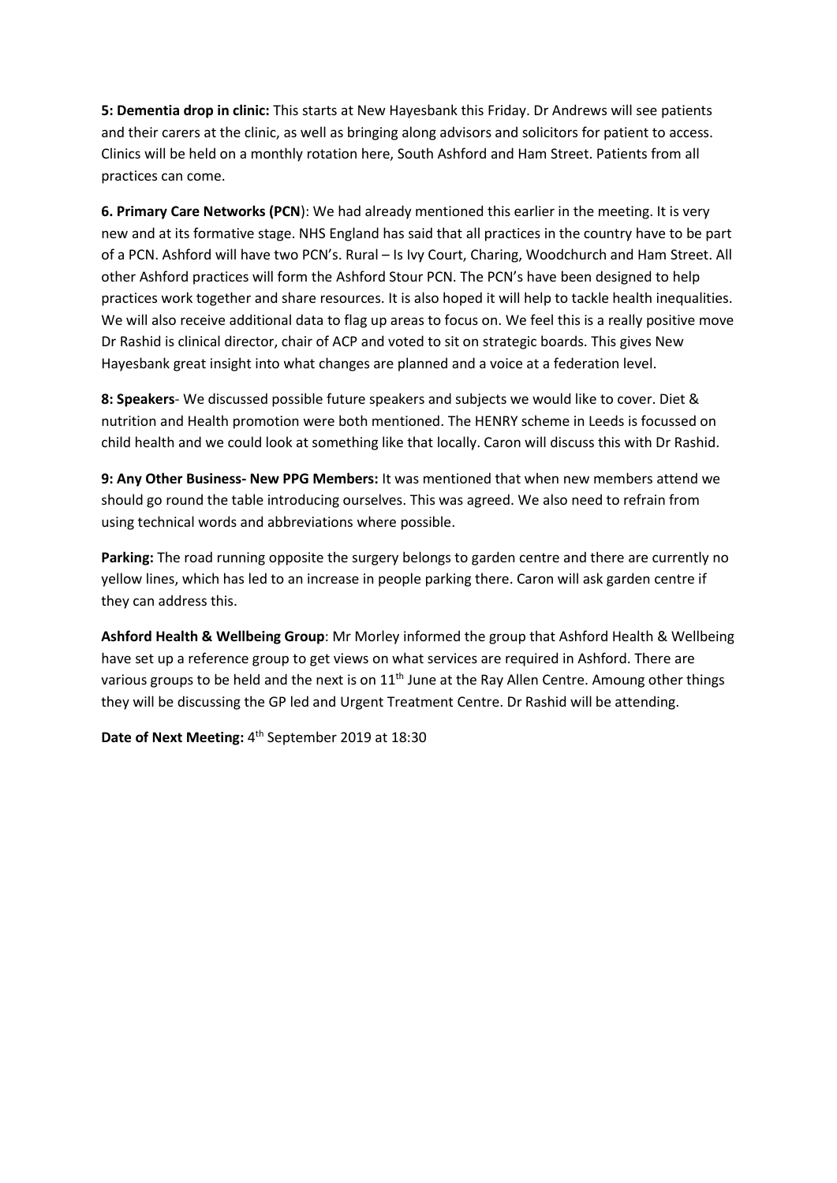**5: Dementia drop in clinic:** This starts at New Hayesbank this Friday. Dr Andrews will see patients and their carers at the clinic, as well as bringing along advisors and solicitors for patient to access. Clinics will be held on a monthly rotation here, South Ashford and Ham Street. Patients from all practices can come.

**6. Primary Care Networks (PCN**): We had already mentioned this earlier in the meeting. It is very new and at its formative stage. NHS England has said that all practices in the country have to be part of a PCN. Ashford will have two PCN's. Rural – Is Ivy Court, Charing, Woodchurch and Ham Street. All other Ashford practices will form the Ashford Stour PCN. The PCN's have been designed to help practices work together and share resources. It is also hoped it will help to tackle health inequalities. We will also receive additional data to flag up areas to focus on. We feel this is a really positive move Dr Rashid is clinical director, chair of ACP and voted to sit on strategic boards. This gives New Hayesbank great insight into what changes are planned and a voice at a federation level.

**8: Speakers**- We discussed possible future speakers and subjects we would like to cover. Diet & nutrition and Health promotion were both mentioned. The HENRY scheme in Leeds is focussed on child health and we could look at something like that locally. Caron will discuss this with Dr Rashid.

**9: Any Other Business- New PPG Members:** It was mentioned that when new members attend we should go round the table introducing ourselves. This was agreed. We also need to refrain from using technical words and abbreviations where possible.

**Parking:** The road running opposite the surgery belongs to garden centre and there are currently no yellow lines, which has led to an increase in people parking there. Caron will ask garden centre if they can address this.

**Ashford Health & Wellbeing Group**: Mr Morley informed the group that Ashford Health & Wellbeing have set up a reference group to get views on what services are required in Ashford. There are various groups to be held and the next is on 11th June at the Ray Allen Centre. Amoung other things they will be discussing the GP led and Urgent Treatment Centre. Dr Rashid will be attending.

**Date of Next Meeting:** 4th September 2019 at 18:30